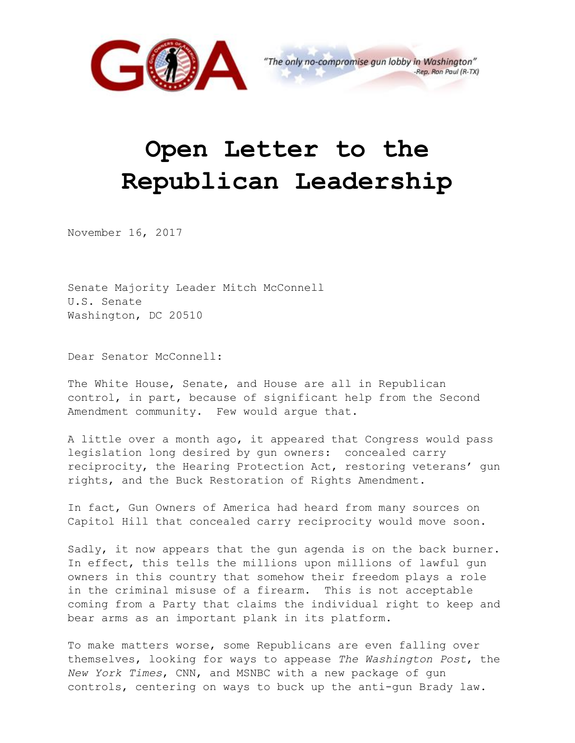GOA

*"The only no-compromise gun lobby in Washington"*
*-Rep. Ron Paul (R-TX)*

# Open Letter to the Republican Leadership

November 16, 2017

Senate Majority Leader Mitch McConnell
U.S. Senate
Washington, DC 20510

Dear Senator McConnell:

The White House, Senate, and House are all in Republican control, in part, because of significant help from the Second Amendment community. Few would argue that.

A little over a month ago, it appeared that Congress would pass legislation long desired by gun owners: concealed carry reciprocity, the Hearing Protection Act, restoring veterans' gun rights, and the Buck Restoration of Rights Amendment.

In fact, Gun Owners of America had heard from many sources on Capitol Hill that concealed carry reciprocity would move soon.

Sadly, it now appears that the gun agenda is on the back burner. In effect, this tells the millions upon millions of lawful gun owners in this country that somehow their freedom plays a role in the criminal misuse of a firearm. This is not acceptable coming from a Party that claims the individual right to keep and bear arms as an important plank in its platform.

To make matters worse, some Republicans are even falling over themselves, looking for ways to appease *The Washington Post*, the *New York Times*, CNN, and MSNBC with a new package of gun controls, centering on ways to buck up the anti-gun Brady law.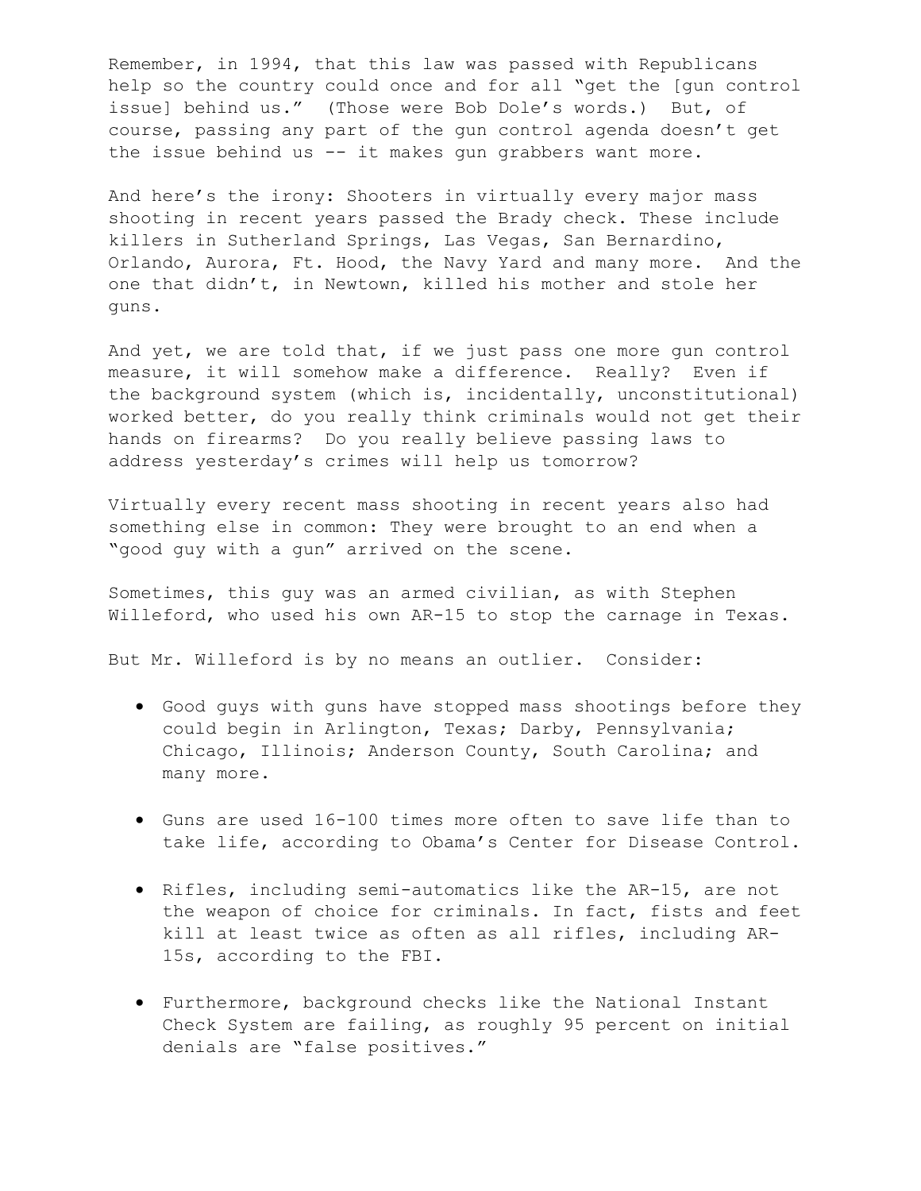Remember, in 1994, that this law was passed with Republicans help so the country could once and for all "get the [gun control issue] behind us." (Those were Bob Dole's words.) But, of course, passing any part of the gun control agenda doesn't get the issue behind us -- it makes gun grabbers want more.

And here's the irony: Shooters in virtually every major mass shooting in recent years passed the Brady check. These include killers in Sutherland Springs, Las Vegas, San Bernardino, Orlando, Aurora, Ft. Hood, the Navy Yard and many more. And the one that didn't, in Newtown, killed his mother and stole her guns.

And yet, we are told that, if we just pass one more gun control measure, it will somehow make a difference. Really? Even if the background system (which is, incidentally, unconstitutional) worked better, do you really think criminals would not get their hands on firearms? Do you really believe passing laws to address yesterday's crimes will help us tomorrow?

Virtually every recent mass shooting in recent years also had something else in common: They were brought to an end when a "good guy with a gun" arrived on the scene.

Sometimes, this guy was an armed civilian, as with Stephen Willeford, who used his own AR-15 to stop the carnage in Texas.

But Mr. Willeford is by no means an outlier. Consider:

- Good guys with guns have stopped mass shootings before they could begin in Arlington, Texas; Darby, Pennsylvania; Chicago, Illinois; Anderson County, South Carolina; and many more.

- Guns are used 16-100 times more often to save life than to take life, according to Obama's Center for Disease Control.

- Rifles, including semi-automatics like the AR-15, are not the weapon of choice for criminals. In fact, fists and feet kill at least twice as often as all rifles, including AR-15s, according to the FBI.

- Furthermore, background checks like the National Instant Check System are failing, as roughly 95 percent on initial denials are "false positives."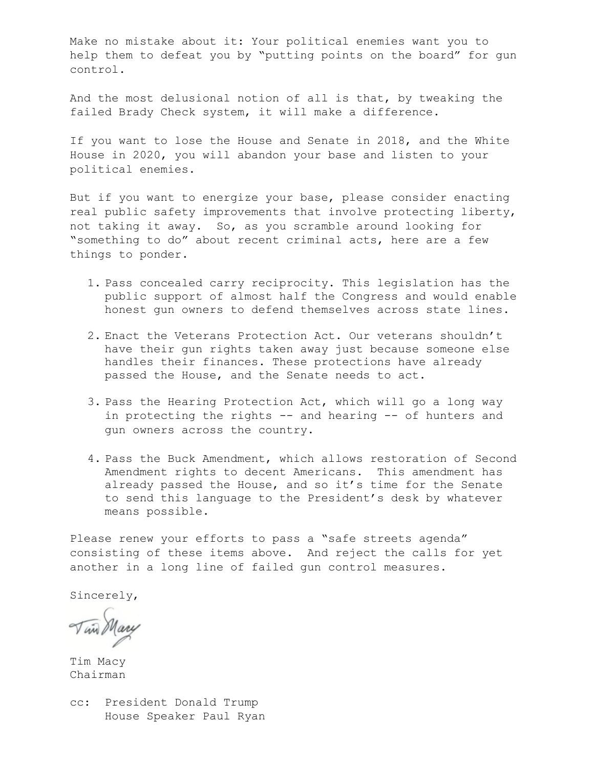Make no mistake about it: Your political enemies want you to help them to defeat you by "putting points on the board" for gun control.

And the most delusional notion of all is that, by tweaking the failed Brady Check system, it will make a difference.

If you want to lose the House and Senate in 2018, and the White House in 2020, you will abandon your base and listen to your political enemies.

But if you want to energize your base, please consider enacting real public safety improvements that involve protecting liberty, not taking it away. So, as you scramble around looking for "something to do" about recent criminal acts, here are a few things to ponder.

1. Pass concealed carry reciprocity. This legislation has the public support of almost half the Congress and would enable honest gun owners to defend themselves across state lines.

2. Enact the Veterans Protection Act. Our veterans shouldn't have their gun rights taken away just because someone else handles their finances. These protections have already passed the House, and the Senate needs to act.

3. Pass the Hearing Protection Act, which will go a long way in protecting the rights -- and hearing -- of hunters and gun owners across the country.

4. Pass the Buck Amendment, which allows restoration of Second Amendment rights to decent Americans. This amendment has already passed the House, and so it's time for the Senate to send this language to the President's desk by whatever means possible.

Please renew your efforts to pass a "safe streets agenda" consisting of these items above. And reject the calls for yet another in a long line of failed gun control measures.

Sincerely,

Tim Macy

Tim Macy
Chairman

cc: President Donald Trump
House Speaker Paul Ryan